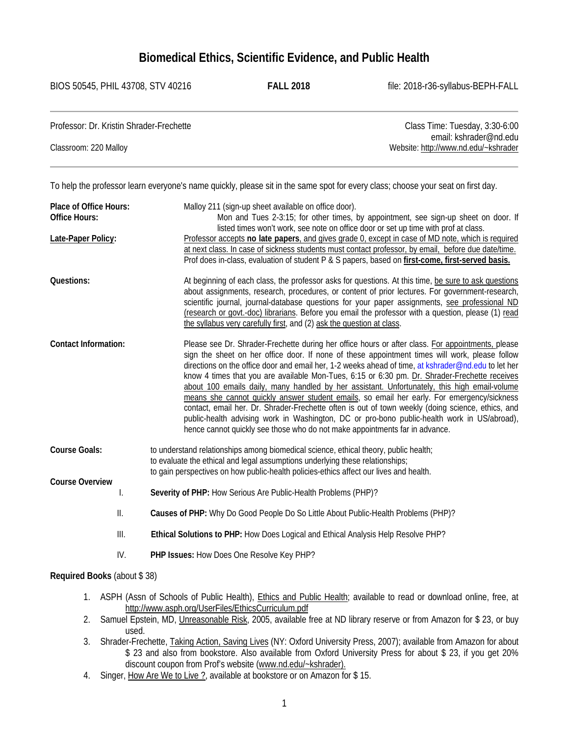# Biomedical Ethics, Scientific Evidence, and Public Health

BIOS 50545, PHIL 43708, STV 40216 **FALL 2018** file: 2018-r36-syllabus-BEPH-FALL

---

Professor: Dr. Kristin Shrader-Frechette

Class Time: Tuesday, 3:30-6:00

email: kshrader@nd.edu

Classroom: 220 Malloy

Website: http://www.nd.edu/~kshrader

---

To help the professor learn everyone's name quickly, please sit in the same spot for every class; choose your seat on first day.

**Place of Office Hours:** Malloy 211 (sign-up sheet available on office door).

**Office Hours:** Mon and Tues 2-3:15; for other times, by appointment, see sign-up sheet on door. If listed times won't work, see note on office door or set up time with prof at class.

**Late-Paper Policy:** Professor accepts **no late papers**, and gives grade 0, except in case of MD note, which is required at next class. In case of sickness students must contact professor, by email, before due date/time. Prof does in-class, evaluation of student P & S papers, based on **first-come, first-served basis.**

**Questions:** At beginning of each class, the professor asks for questions. At this time, be sure to ask questions about assignments, research, procedures, or content of prior lectures. For government-research, scientific journal, journal-database questions for your paper assignments, see professional ND (research or govt.-doc) librarians. Before you email the professor with a question, please (1) read the syllabus very carefully first, and (2) ask the question at class.

**Contact Information:** Please see Dr. Shrader-Frechette during her office hours or after class. For appointments, please sign the sheet on her office door. If none of these appointment times will work, please follow directions on the office door and email her, 1-2 weeks ahead of time, at kshrader@nd.edu to let her know 4 times that you are available Mon-Tues, 6:15 or 6:30 pm. Dr. Shrader-Frechette receives about 100 emails daily, many handled by her assistant. Unfortunately, this high email-volume means she cannot quickly answer student emails, so email her early. For emergency/sickness contact, email her. Dr. Shrader-Frechette often is out of town weekly (doing science, ethics, and public-health advising work in Washington, DC or pro-bono public-health work in US/abroad), hence cannot quickly see those who do not make appointments far in advance.

**Course Goals:**
to understand relationships among biomedical science, ethical theory, public health;
to evaluate the ethical and legal assumptions underlying these relationships;
to gain perspectives on how public-health policies-ethics affect our lives and health.

**Course Overview**

I. **Severity of PHP:** How Serious Are Public-Health Problems (PHP)?

II. **Causes of PHP:** Why Do Good People Do So Little About Public-Health Problems (PHP)?

III. **Ethical Solutions to PHP:** How Does Logical and Ethical Analysis Help Resolve PHP?

IV. **PHP Issues:** How Does One Resolve Key PHP?

**Required Books** (about $ 38)

1. ASPH (Assn of Schools of Public Health), Ethics and Public Health; available to read or download online, free, at http://www.asph.org/UserFiles/EthicsCurriculum.pdf
2. Samuel Epstein, MD, Unreasonable Risk, 2005, available free at ND library reserve or from Amazon for $ 23, or buy used.
3. Shrader-Frechette, Taking Action, Saving Lives (NY: Oxford University Press, 2007); available from Amazon for about $ 23 and also from bookstore. Also available from Oxford University Press for about $ 23, if you get 20% discount coupon from Prof's website (www.nd.edu/~kshrader).
4. Singer, How Are We to Live ?, available at bookstore or on Amazon for $ 15.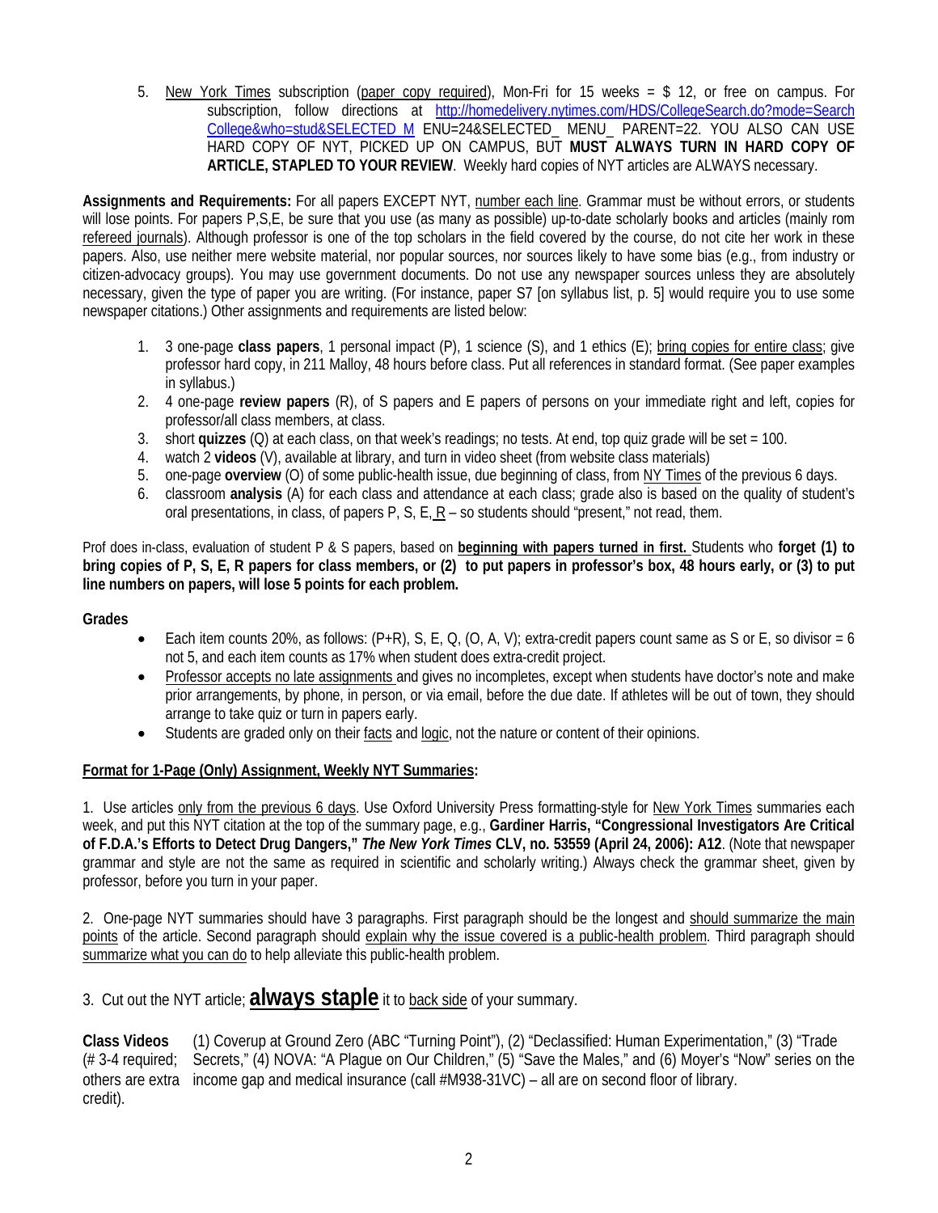5. <u>New York Times</u> subscription (<u>paper copy required</u>), Mon-Fri for 15 weeks = $ 12, or free on campus. For subscription, follow directions at http://homedelivery.nytimes.com/HDS/CollegeSearch.do?mode=SearchCollege&who=stud&SELECTED_M ENU=24&SELECTED_ MENU_ PARENT=22. YOU ALSO CAN USE HARD COPY OF NYT, PICKED UP ON CAMPUS, BUT **MUST ALWAYS TURN IN HARD COPY OF ARTICLE, STAPLED TO YOUR REVIEW**. Weekly hard copies of NYT articles are ALWAYS necessary.

**Assignments and Requirements:** For all papers EXCEPT NYT, <u>number each line</u>. Grammar must be without errors, or students will lose points. For papers P,S,E, be sure that you use (as many as possible) up-to-date scholarly books and articles (mainly rom <u>refereed journals</u>). Although professor is one of the top scholars in the field covered by the course, do not cite her work in these papers. Also, use neither mere website material, nor popular sources, nor sources likely to have some bias (e.g., from industry or citizen-advocacy groups). You may use government documents. Do not use any newspaper sources unless they are absolutely necessary, given the type of paper you are writing. (For instance, paper S7 [on syllabus list, p. 5] would require you to use some newspaper citations.) Other assignments and requirements are listed below:

1. 3 one-page **class papers**, 1 personal impact (P), 1 science (S), and 1 ethics (E); <u>bring copies for entire class</u>; give professor hard copy, in 211 Malloy, 48 hours before class. Put all references in standard format. (See paper examples in syllabus.)
2. 4 one-page **review papers** (R), of S papers and E papers of persons on your immediate right and left, copies for professor/all class members, at class.
3. short **quizzes** (Q) at each class, on that week's readings; no tests. At end, top quiz grade will be set = 100.
4. watch 2 **videos** (V), available at library, and turn in video sheet (from website class materials)
5. one-page **overview** (O) of some public-health issue, due beginning of class, from <u>NY Times</u> of the previous 6 days.
6. classroom **analysis** (A) for each class and attendance at each class; grade also is based on the quality of student's oral presentations, in class, of papers P, S, E, <u>R</u> – so students should "present," not read, them.

Prof does in-class, evaluation of student P & S papers, based on **<u>beginning with papers turned in first.</u>** Students who **forget (1) to bring copies of P, S, E, R papers for class members, or (2) to put papers in professor's box, 48 hours early, or (3) to put line numbers on papers, will lose 5 points for each problem.**

**Grades**

- Each item counts 20%, as follows: (P+R), S, E, Q, (O, A, V); extra-credit papers count same as S or E, so divisor = 6 not 5, and each item counts as 17% when student does extra-credit project.
- <u>Professor accepts no late assignments</u> and gives no incompletes, except when students have doctor's note and make prior arrangements, by phone, in person, or via email, before the due date. If athletes will be out of town, they should arrange to take quiz or turn in papers early.
- Students are graded only on their <u>facts</u> and <u>logic</u>, not the nature or content of their opinions.

**<u>Format for 1-Page (Only) Assignment, Weekly NYT Summaries</u>:**

1. Use articles <u>only from the previous 6 days</u>. Use Oxford University Press formatting-style for <u>New York Times</u> summaries each week, and put this NYT citation at the top of the summary page, e.g., **Gardiner Harris, "Congressional Investigators Are Critical of F.D.A.'s Efforts to Detect Drug Dangers,"** ***The New York Times*** **CLV, no. 53559 (April 24, 2006): A12**. (Note that newspaper grammar and style are not the same as required in scientific and scholarly writing.) Always check the grammar sheet, given by professor, before you turn in your paper.

2. One-page NYT summaries should have 3 paragraphs. First paragraph should be the longest and <u>should summarize the main points</u> of the article. Second paragraph should <u>explain why the issue covered is a public-health problem</u>. Third paragraph should <u>summarize what you can do</u> to help alleviate this public-health problem.

3. Cut out the NYT article; **<u>always staple</u>** it to <u>back side</u> of your summary.

**Class Videos** (# 3-4 required; others are extra credit). (1) Coverup at Ground Zero (ABC "Turning Point"), (2) "Declassified: Human Experimentation," (3) "Trade Secrets," (4) NOVA: "A Plague on Our Children," (5) "Save the Males," and (6) Moyer's "Now" series on the income gap and medical insurance (call #M938-31VC) – all are on second floor of library.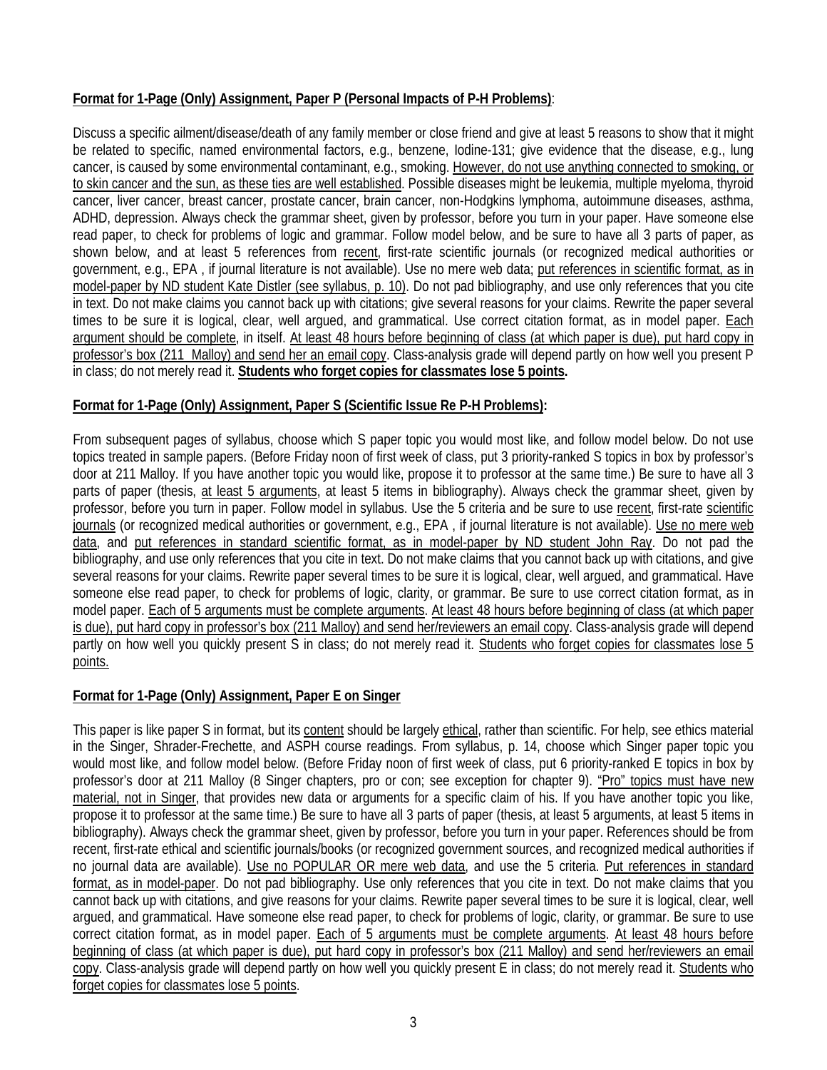**Format for 1-Page (Only) Assignment, Paper P (Personal Impacts of P-H Problems)**:

Discuss a specific ailment/disease/death of any family member or close friend and give at least 5 reasons to show that it might be related to specific, named environmental factors, e.g., benzene, Iodine-131; give evidence that the disease, e.g., lung cancer, is caused by some environmental contaminant, e.g., smoking. However, do not use anything connected to smoking, or to skin cancer and the sun, as these ties are well established. Possible diseases might be leukemia, multiple myeloma, thyroid cancer, liver cancer, breast cancer, prostate cancer, brain cancer, non-Hodgkins lymphoma, autoimmune diseases, asthma, ADHD, depression. Always check the grammar sheet, given by professor, before you turn in your paper. Have someone else read paper, to check for problems of logic and grammar. Follow model below, and be sure to have all 3 parts of paper, as shown below, and at least 5 references from recent, first-rate scientific journals (or recognized medical authorities or government, e.g., EPA , if journal literature is not available). Use no mere web data; put references in scientific format, as in model-paper by ND student Kate Distler (see syllabus, p. 10). Do not pad bibliography, and use only references that you cite in text. Do not make claims you cannot back up with citations; give several reasons for your claims. Rewrite the paper several times to be sure it is logical, clear, well argued, and grammatical. Use correct citation format, as in model paper. Each argument should be complete, in itself. At least 48 hours before beginning of class (at which paper is due), put hard copy in professor's box (211 Malloy) and send her an email copy. Class-analysis grade will depend partly on how well you present P in class; do not merely read it. **Students who forget copies for classmates lose 5 points.**

**Format for 1-Page (Only) Assignment, Paper S (Scientific Issue Re P-H Problems):**

From subsequent pages of syllabus, choose which S paper topic you would most like, and follow model below. Do not use topics treated in sample papers. (Before Friday noon of first week of class, put 3 priority-ranked S topics in box by professor's door at 211 Malloy. If you have another topic you would like, propose it to professor at the same time.) Be sure to have all 3 parts of paper (thesis, at least 5 arguments, at least 5 items in bibliography). Always check the grammar sheet, given by professor, before you turn in paper. Follow model in syllabus. Use the 5 criteria and be sure to use recent, first-rate scientific journals (or recognized medical authorities or government, e.g., EPA , if journal literature is not available). Use no mere web data, and put references in standard scientific format, as in model-paper by ND student John Ray. Do not pad the bibliography, and use only references that you cite in text. Do not make claims that you cannot back up with citations, and give several reasons for your claims. Rewrite paper several times to be sure it is logical, clear, well argued, and grammatical. Have someone else read paper, to check for problems of logic, clarity, or grammar. Be sure to use correct citation format, as in model paper. Each of 5 arguments must be complete arguments. At least 48 hours before beginning of class (at which paper is due), put hard copy in professor's box (211 Malloy) and send her/reviewers an email copy. Class-analysis grade will depend partly on how well you quickly present S in class; do not merely read it. Students who forget copies for classmates lose 5 points.

**Format for 1-Page (Only) Assignment, Paper E on Singer**

This paper is like paper S in format, but its content should be largely ethical, rather than scientific. For help, see ethics material in the Singer, Shrader-Frechette, and ASPH course readings. From syllabus, p. 14, choose which Singer paper topic you would most like, and follow model below. (Before Friday noon of first week of class, put 6 priority-ranked E topics in box by professor's door at 211 Malloy (8 Singer chapters, pro or con; see exception for chapter 9). "Pro" topics must have new material, not in Singer, that provides new data or arguments for a specific claim of his. If you have another topic you like, propose it to professor at the same time.) Be sure to have all 3 parts of paper (thesis, at least 5 arguments, at least 5 items in bibliography). Always check the grammar sheet, given by professor, before you turn in your paper. References should be from recent, first-rate ethical and scientific journals/books (or recognized government sources, and recognized medical authorities if no journal data are available). Use no POPULAR OR mere web data, and use the 5 criteria. Put references in standard format, as in model-paper. Do not pad bibliography. Use only references that you cite in text. Do not make claims that you cannot back up with citations, and give reasons for your claims. Rewrite paper several times to be sure it is logical, clear, well argued, and grammatical. Have someone else read paper, to check for problems of logic, clarity, or grammar. Be sure to use correct citation format, as in model paper. Each of 5 arguments must be complete arguments. At least 48 hours before beginning of class (at which paper is due), put hard copy in professor's box (211 Malloy) and send her/reviewers an email copy. Class-analysis grade will depend partly on how well you quickly present E in class; do not merely read it. Students who forget copies for classmates lose 5 points.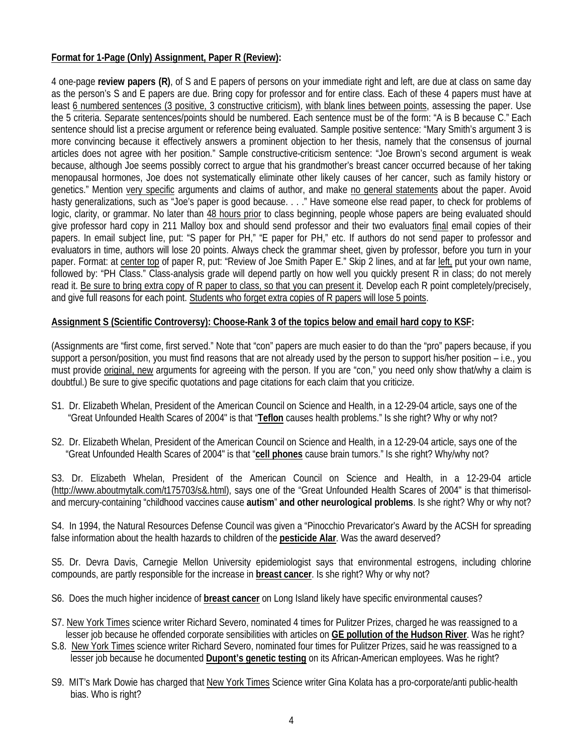**Format for 1-Page (Only) Assignment, Paper R (Review):**

4 one-page **review papers (R)**, of S and E papers of persons on your immediate right and left, are due at class on same day as the person's S and E papers are due. Bring copy for professor and for entire class. Each of these 4 papers must have at least 6 numbered sentences (3 positive, 3 constructive criticism), with blank lines between points, assessing the paper. Use the 5 criteria. Separate sentences/points should be numbered. Each sentence must be of the form: "A is B because C." Each sentence should list a precise argument or reference being evaluated. Sample positive sentence: "Mary Smith's argument 3 is more convincing because it effectively answers a prominent objection to her thesis, namely that the consensus of journal articles does not agree with her position." Sample constructive-criticism sentence: "Joe Brown's second argument is weak because, although Joe seems possibly correct to argue that his grandmother's breast cancer occurred because of her taking menopausal hormones, Joe does not systematically eliminate other likely causes of her cancer, such as family history or genetics." Mention very specific arguments and claims of author, and make no general statements about the paper. Avoid hasty generalizations, such as "Joe's paper is good because. . . ." Have someone else read paper, to check for problems of logic, clarity, or grammar. No later than 48 hours prior to class beginning, people whose papers are being evaluated should give professor hard copy in 211 Malloy box and should send professor and their two evaluators final email copies of their papers. In email subject line, put: "S paper for PH," "E paper for PH," etc. If authors do not send paper to professor and evaluators in time, authors will lose 20 points. Always check the grammar sheet, given by professor, before you turn in your paper. Format: at center top of paper R, put: "Review of Joe Smith Paper E." Skip 2 lines, and at far left, put your own name, followed by: "PH Class." Class-analysis grade will depend partly on how well you quickly present R in class; do not merely read it. Be sure to bring extra copy of R paper to class, so that you can present it. Develop each R point completely/precisely, and give full reasons for each point. Students who forget extra copies of R papers will lose 5 points.

**Assignment S (Scientific Controversy): Choose-Rank 3 of the topics below and email hard copy to KSF:**

(Assignments are "first come, first served." Note that "con" papers are much easier to do than the "pro" papers because, if you support a person/position, you must find reasons that are not already used by the person to support his/her position – i.e., you must provide original, new arguments for agreeing with the person. If you are "con," you need only show that/why a claim is doubtful.) Be sure to give specific quotations and page citations for each claim that you criticize.

S1. Dr. Elizabeth Whelan, President of the American Council on Science and Health, in a 12-29-04 article, says one of the "Great Unfounded Health Scares of 2004" is that "**Teflon** causes health problems." Is she right? Why or why not?

S2. Dr. Elizabeth Whelan, President of the American Council on Science and Health, in a 12-29-04 article, says one of the "Great Unfounded Health Scares of 2004" is that "**cell phones** cause brain tumors." Is she right? Why/why not?

S3. Dr. Elizabeth Whelan, President of the American Council on Science and Health, in a 12-29-04 article (http://www.aboutmytalk.com/t175703/s&.html), says one of the "Great Unfounded Health Scares of 2004" is that thimerisol- and mercury-containing "childhood vaccines cause **autism**" **and other neurological problems**. Is she right? Why or why not?

S4. In 1994, the Natural Resources Defense Council was given a "Pinocchio Prevaricator's Award by the ACSH for spreading false information about the health hazards to children of the **pesticide Alar**. Was the award deserved?

S5. Dr. Devra Davis, Carnegie Mellon University epidemiologist says that environmental estrogens, including chlorine compounds, are partly responsible for the increase in **breast cancer**. Is she right? Why or why not?

S6. Does the much higher incidence of **breast cancer** on Long Island likely have specific environmental causes?

S7. New York Times science writer Richard Severo, nominated 4 times for Pulitzer Prizes, charged he was reassigned to a lesser job because he offended corporate sensibilities with articles on **GE pollution of the Hudson River**. Was he right?

S.8. New York Times science writer Richard Severo, nominated four times for Pulitzer Prizes, said he was reassigned to a lesser job because he documented **Dupont's genetic testing** on its African-American employees. Was he right?

S9. MIT's Mark Dowie has charged that New York Times Science writer Gina Kolata has a pro-corporate/anti public-health bias. Who is right?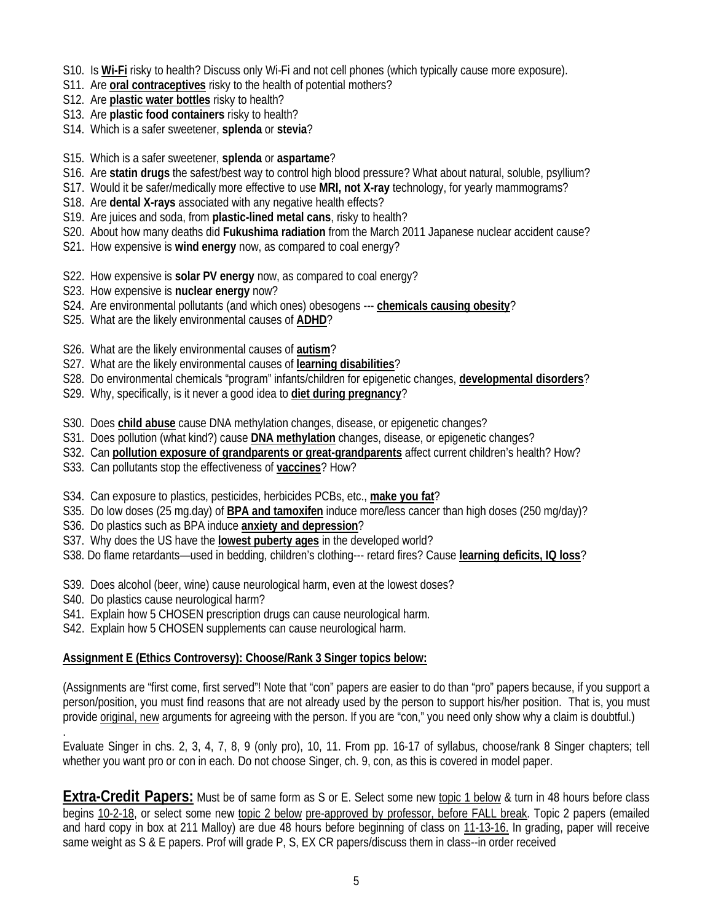S10. Is **<u>Wi-Fi</u>** risky to health? Discuss only Wi-Fi and not cell phones (which typically cause more exposure).
S11. Are **<u>oral contraceptives</u>** risky to the health of potential mothers?
S12. Are **<u>plastic water bottles</u>** risky to health?
S13. Are **plastic food containers** risky to health?
S14. Which is a safer sweetener, **splenda** or **stevia**?

S15. Which is a safer sweetener, **splenda** or **aspartame**?
S16. Are **statin drugs** the safest/best way to control high blood pressure? What about natural, soluble, psyllium?
S17. Would it be safer/medically more effective to use **MRI, not X-ray** technology, for yearly mammograms?
S18. Are **dental X-rays** associated with any negative health effects?
S19. Are juices and soda, from **plastic-lined metal cans**, risky to health?
S20. About how many deaths did **Fukushima radiation** from the March 2011 Japanese nuclear accident cause?
S21. How expensive is **wind energy** now, as compared to coal energy?

S22. How expensive is **solar PV energy** now, as compared to coal energy?
S23. How expensive is **nuclear energy** now?
S24. Are environmental pollutants (and which ones) obesogens --- **<u>chemicals causing obesity</u>**?
S25. What are the likely environmental causes of **<u>ADHD</u>**?

S26. What are the likely environmental causes of **<u>autism</u>**?
S27. What are the likely environmental causes of **<u>learning disabilities</u>**?
S28. Do environmental chemicals "program" infants/children for epigenetic changes, **<u>developmental disorders</u>**?
S29. Why, specifically, is it never a good idea to **<u>diet during pregnancy</u>**?

S30. Does **<u>child abuse</u>** cause DNA methylation changes, disease, or epigenetic changes?
S31. Does pollution (what kind?) cause **<u>DNA methylation</u>** changes, disease, or epigenetic changes?
S32. Can **<u>pollution exposure of grandparents or great-grandparents</u>** affect current children's health? How?
S33. Can pollutants stop the effectiveness of **<u>vaccines</u>**? How?

S34. Can exposure to plastics, pesticides, herbicides PCBs, etc., **<u>make you fat</u>**?
S35. Do low doses (25 mg.day) of **<u>BPA and tamoxifen</u>** induce more/less cancer than high doses (250 mg/day)?
S36. Do plastics such as BPA induce **<u>anxiety and depression</u>**?
S37. Why does the US have the **<u>lowest puberty ages</u>** in the developed world?
S38. Do flame retardants—used in bedding, children's clothing--- retard fires? Cause **<u>learning deficits, IQ loss</u>**?

S39. Does alcohol (beer, wine) cause neurological harm, even at the lowest doses?
S40. Do plastics cause neurological harm?
S41. Explain how 5 CHOSEN prescription drugs can cause neurological harm.
S42. Explain how 5 CHOSEN supplements can cause neurological harm.

**<u>Assignment E (Ethics Controversy): Choose/Rank 3 Singer topics below:</u>**

(Assignments are "first come, first served"! Note that "con" papers are easier to do than "pro" papers because, if you support a person/position, you must find reasons that are not already used by the person to support his/her position. That is, you must provide <u>original, new</u> arguments for agreeing with the person. If you are "con," you need only show why a claim is doubtful.)

Evaluate Singer in chs. 2, 3, 4, 7, 8, 9 (only pro), 10, 11. From pp. 16-17 of syllabus, choose/rank 8 Singer chapters; tell whether you want pro or con in each. Do not choose Singer, ch. 9, con, as this is covered in model paper.

**<u>Extra-Credit Papers:</u>** Must be of same form as S or E. Select some new <u>topic 1 below</u> & turn in 48 hours before class begins <u>10-2-18</u>, or select some new <u>topic 2 below</u> <u>pre-approved by professor, before FALL break</u>. Topic 2 papers (emailed and hard copy in box at 211 Malloy) are due 48 hours before beginning of class on <u>11-13-16.</u> In grading, paper will receive same weight as S & E papers. Prof will grade P, S, EX CR papers/discuss them in class--in order received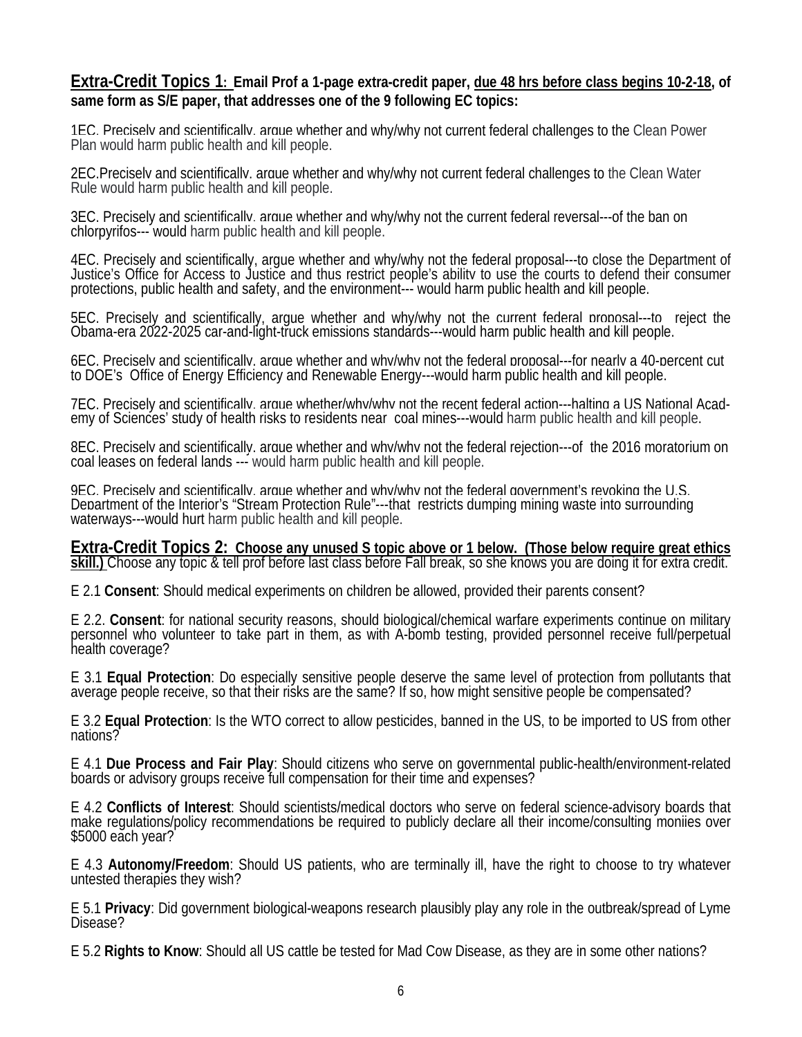**Extra-Credit Topics 1: Email Prof a 1-page extra-credit paper, due 48 hrs before class begins 10-2-18, of same form as S/E paper, that addresses one of the 9 following EC topics:**

1EC. Precisely and scientifically, argue whether and why/why not current federal challenges to the Clean Power Plan would harm public health and kill people.

2EC.Precisely and scientifically, argue whether and why/why not current federal challenges to the Clean Water Rule would harm public health and kill people.

3EC. Precisely and scientifically, argue whether and why/why not the current federal reversal---of the ban on chlorpyrifos--- would harm public health and kill people.

4EC. Precisely and scientifically, argue whether and why/why not the federal proposal---to close the Department of Justice's Office for Access to Justice and thus restrict people's ability to use the courts to defend their consumer protections, public health and safety, and the environment--- would harm public health and kill people.

5EC. Precisely and scientifically, argue whether and why/why not the current federal proposal---to reject the Obama-era 2022-2025 car-and-light-truck emissions standards---would harm public health and kill people.

6EC. Precisely and scientifically, argue whether and why/why not the federal proposal---for nearly a 40-percent cut to DOE's Office of Energy Efficiency and Renewable Energy---would harm public health and kill people.

7EC. Precisely and scientifically, argue whether/why/why not the recent federal action---halting a US National Academy of Sciences' study of health risks to residents near coal mines---would harm public health and kill people.

8EC. Precisely and scientifically, argue whether and why/why not the federal rejection---of the 2016 moratorium on coal leases on federal lands --- would harm public health and kill people.

9EC. Precisely and scientifically, argue whether and why/why not the federal government's revoking the U.S. Department of the Interior's "Stream Protection Rule"---that restricts dumping mining waste into surrounding waterways---would hurt harm public health and kill people.

**Extra-Credit Topics 2: Choose any unused S topic above or 1 below. (Those below require great ethics skill.)** Choose any topic & tell prof before last class before Fall break, so she knows you are doing it for extra credit.

E 2.1 **Consent**: Should medical experiments on children be allowed, provided their parents consent?

E 2.2. **Consent**: for national security reasons, should biological/chemical warfare experiments continue on military personnel who volunteer to take part in them, as with A-bomb testing, provided personnel receive full/perpetual health coverage?

E 3.1 **Equal Protection**: Do especially sensitive people deserve the same level of protection from pollutants that average people receive, so that their risks are the same? If so, how might sensitive people be compensated?

E 3.2 **Equal Protection**: Is the WTO correct to allow pesticides, banned in the US, to be imported to US from other nations?

E 4.1 **Due Process and Fair Play**: Should citizens who serve on governmental public-health/environment-related boards or advisory groups receive full compensation for their time and expenses?

E 4.2 **Conflicts of Interest**: Should scientists/medical doctors who serve on federal science-advisory boards that make regulations/policy recommendations be required to publicly declare all their income/consulting moniies over $5000 each year?

E 4.3 **Autonomy/Freedom**: Should US patients, who are terminally ill, have the right to choose to try whatever untested therapies they wish?

E 5.1 **Privacy**: Did government biological-weapons research plausibly play any role in the outbreak/spread of Lyme Disease?

E 5.2 **Rights to Know**: Should all US cattle be tested for Mad Cow Disease, as they are in some other nations?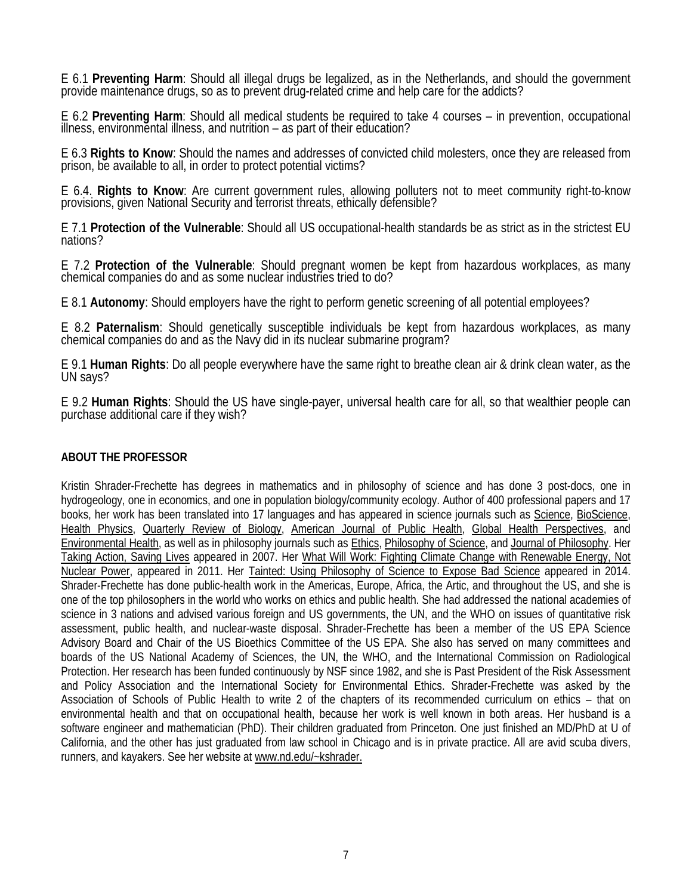E 6.1 **Preventing Harm**: Should all illegal drugs be legalized, as in the Netherlands, and should the government provide maintenance drugs, so as to prevent drug-related crime and help care for the addicts?

E 6.2 **Preventing Harm**: Should all medical students be required to take 4 courses – in prevention, occupational illness, environmental illness, and nutrition – as part of their education?

E 6.3 **Rights to Know**: Should the names and addresses of convicted child molesters, once they are released from prison, be available to all, in order to protect potential victims?

E 6.4. **Rights to Know**: Are current government rules, allowing polluters not to meet community right-to-know provisions, given National Security and terrorist threats, ethically defensible?

E 7.1 **Protection of the Vulnerable**: Should all US occupational-health standards be as strict as in the strictest EU nations?

E 7.2 **Protection of the Vulnerable**: Should pregnant women be kept from hazardous workplaces, as many chemical companies do and as some nuclear industries tried to do?

E 8.1 **Autonomy**: Should employers have the right to perform genetic screening of all potential employees?

E 8.2 **Paternalism**: Should genetically susceptible individuals be kept from hazardous workplaces, as many chemical companies do and as the Navy did in its nuclear submarine program?

E 9.1 **Human Rights**: Do all people everywhere have the same right to breathe clean air & drink clean water, as the UN says?

E 9.2 **Human Rights**: Should the US have single-payer, universal health care for all, so that wealthier people can purchase additional care if they wish?

## ABOUT THE PROFESSOR

Kristin Shrader-Frechette has degrees in mathematics and in philosophy of science and has done 3 post-docs, one in hydrogeology, one in economics, and one in population biology/community ecology. Author of 400 professional papers and 17 books, her work has been translated into 17 languages and has appeared in science journals such as Science, BioScience, Health Physics, Quarterly Review of Biology, American Journal of Public Health, Global Health Perspectives, and Environmental Health, as well as in philosophy journals such as Ethics, Philosophy of Science, and Journal of Philosophy. Her Taking Action, Saving Lives appeared in 2007. Her What Will Work: Fighting Climate Change with Renewable Energy, Not Nuclear Power, appeared in 2011. Her Tainted: Using Philosophy of Science to Expose Bad Science appeared in 2014. Shrader-Frechette has done public-health work in the Americas, Europe, Africa, the Artic, and throughout the US, and she is one of the top philosophers in the world who works on ethics and public health. She had addressed the national academies of science in 3 nations and advised various foreign and US governments, the UN, and the WHO on issues of quantitative risk assessment, public health, and nuclear-waste disposal. Shrader-Frechette has been a member of the US EPA Science Advisory Board and Chair of the US Bioethics Committee of the US EPA. She also has served on many committees and boards of the US National Academy of Sciences, the UN, the WHO, and the International Commission on Radiological Protection. Her research has been funded continuously by NSF since 1982, and she is Past President of the Risk Assessment and Policy Association and the International Society for Environmental Ethics. Shrader-Frechette was asked by the Association of Schools of Public Health to write 2 of the chapters of its recommended curriculum on ethics – that on environmental health and that on occupational health, because her work is well known in both areas. Her husband is a software engineer and mathematician (PhD). Their children graduated from Princeton. One just finished an MD/PhD at U of California, and the other has just graduated from law school in Chicago and is in private practice. All are avid scuba divers, runners, and kayakers. See her website at www.nd.edu/~kshrader.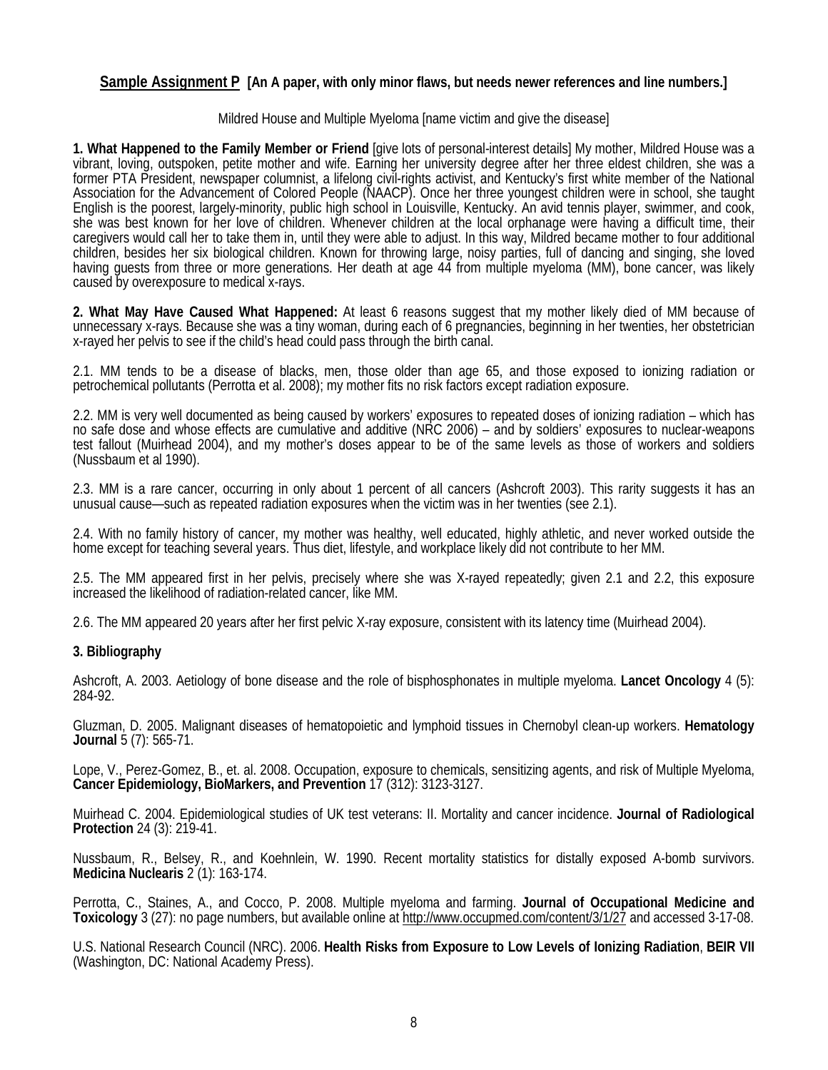**Sample Assignment P [An A paper, with only minor flaws, but needs newer references and line numbers.]**

Mildred House and Multiple Myeloma [name victim and give the disease]

**1. What Happened to the Family Member or Friend** [give lots of personal-interest details] My mother, Mildred House was a vibrant, loving, outspoken, petite mother and wife. Earning her university degree after her three eldest children, she was a former PTA President, newspaper columnist, a lifelong civil-rights activist, and Kentucky's first white member of the National Association for the Advancement of Colored People (NAACP). Once her three youngest children were in school, she taught English is the poorest, largely-minority, public high school in Louisville, Kentucky. An avid tennis player, swimmer, and cook, she was best known for her love of children. Whenever children at the local orphanage were having a difficult time, their caregivers would call her to take them in, until they were able to adjust. In this way, Mildred became mother to four additional children, besides her six biological children. Known for throwing large, noisy parties, full of dancing and singing, she loved having guests from three or more generations. Her death at age 44 from multiple myeloma (MM), bone cancer, was likely caused by overexposure to medical x-rays.

**2. What May Have Caused What Happened:** At least 6 reasons suggest that my mother likely died of MM because of unnecessary x-rays. Because she was a tiny woman, during each of 6 pregnancies, beginning in her twenties, her obstetrician x-rayed her pelvis to see if the child's head could pass through the birth canal.

2.1. MM tends to be a disease of blacks, men, those older than age 65, and those exposed to ionizing radiation or petrochemical pollutants (Perrotta et al. 2008); my mother fits no risk factors except radiation exposure.

2.2. MM is very well documented as being caused by workers' exposures to repeated doses of ionizing radiation – which has no safe dose and whose effects are cumulative and additive (NRC 2006) – and by soldiers' exposures to nuclear-weapons test fallout (Muirhead 2004), and my mother's doses appear to be of the same levels as those of workers and soldiers (Nussbaum et al 1990).

2.3. MM is a rare cancer, occurring in only about 1 percent of all cancers (Ashcroft 2003). This rarity suggests it has an unusual cause—such as repeated radiation exposures when the victim was in her twenties (see 2.1).

2.4. With no family history of cancer, my mother was healthy, well educated, highly athletic, and never worked outside the home except for teaching several years. Thus diet, lifestyle, and workplace likely did not contribute to her MM.

2.5. The MM appeared first in her pelvis, precisely where she was X-rayed repeatedly; given 2.1 and 2.2, this exposure increased the likelihood of radiation-related cancer, like MM.

2.6. The MM appeared 20 years after her first pelvic X-ray exposure, consistent with its latency time (Muirhead 2004).

**3. Bibliography**

Ashcroft, A. 2003. Aetiology of bone disease and the role of bisphosphonates in multiple myeloma. **Lancet Oncology** 4 (5): 284-92.

Gluzman, D. 2005. Malignant diseases of hematopoietic and lymphoid tissues in Chernobyl clean-up workers. **Hematology Journal** 5 (7): 565-71.

Lope, V., Perez-Gomez, B., et. al. 2008. Occupation, exposure to chemicals, sensitizing agents, and risk of Multiple Myeloma, **Cancer Epidemiology, BioMarkers, and Prevention** 17 (312): 3123-3127.

Muirhead C. 2004. Epidemiological studies of UK test veterans: II. Mortality and cancer incidence. **Journal of Radiological Protection** 24 (3): 219-41.

Nussbaum, R., Belsey, R., and Koehnlein, W. 1990. Recent mortality statistics for distally exposed A-bomb survivors. **Medicina Nuclearis** 2 (1): 163-174.

Perrotta, C., Staines, A., and Cocco, P. 2008. Multiple myeloma and farming. **Journal of Occupational Medicine and Toxicology** 3 (27): no page numbers, but available online at http://www.occupmed.com/content/3/1/27 and accessed 3-17-08.

U.S. National Research Council (NRC). 2006. **Health Risks from Exposure to Low Levels of Ionizing Radiation**, **BEIR VII** (Washington, DC: National Academy Press).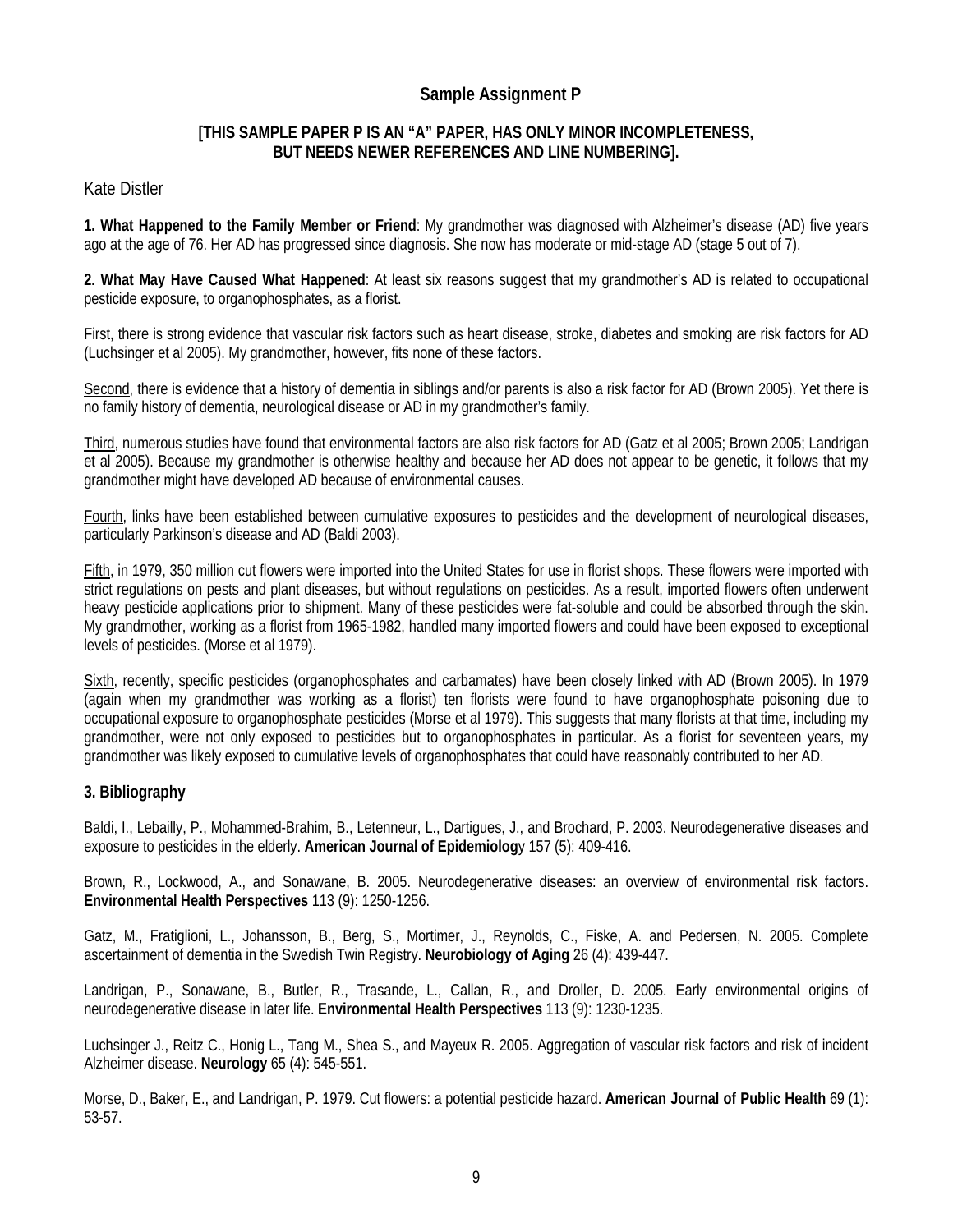## Sample Assignment P

**[THIS SAMPLE PAPER P IS AN "A" PAPER, HAS ONLY MINOR INCOMPLETENESS, BUT NEEDS NEWER REFERENCES AND LINE NUMBERING].**

Kate Distler

**1. What Happened to the Family Member or Friend**: My grandmother was diagnosed with Alzheimer's disease (AD) five years ago at the age of 76. Her AD has progressed since diagnosis. She now has moderate or mid-stage AD (stage 5 out of 7).

**2. What May Have Caused What Happened**: At least six reasons suggest that my grandmother's AD is related to occupational pesticide exposure, to organophosphates, as a florist.

First, there is strong evidence that vascular risk factors such as heart disease, stroke, diabetes and smoking are risk factors for AD (Luchsinger et al 2005). My grandmother, however, fits none of these factors.

Second, there is evidence that a history of dementia in siblings and/or parents is also a risk factor for AD (Brown 2005). Yet there is no family history of dementia, neurological disease or AD in my grandmother's family.

Third, numerous studies have found that environmental factors are also risk factors for AD (Gatz et al 2005; Brown 2005; Landrigan et al 2005). Because my grandmother is otherwise healthy and because her AD does not appear to be genetic, it follows that my grandmother might have developed AD because of environmental causes.

Fourth, links have been established between cumulative exposures to pesticides and the development of neurological diseases, particularly Parkinson's disease and AD (Baldi 2003).

Fifth, in 1979, 350 million cut flowers were imported into the United States for use in florist shops. These flowers were imported with strict regulations on pests and plant diseases, but without regulations on pesticides. As a result, imported flowers often underwent heavy pesticide applications prior to shipment. Many of these pesticides were fat-soluble and could be absorbed through the skin. My grandmother, working as a florist from 1965-1982, handled many imported flowers and could have been exposed to exceptional levels of pesticides. (Morse et al 1979).

Sixth, recently, specific pesticides (organophosphates and carbamates) have been closely linked with AD (Brown 2005). In 1979 (again when my grandmother was working as a florist) ten florists were found to have organophosphate poisoning due to occupational exposure to organophosphate pesticides (Morse et al 1979). This suggests that many florists at that time, including my grandmother, were not only exposed to pesticides but to organophosphates in particular. As a florist for seventeen years, my grandmother was likely exposed to cumulative levels of organophosphates that could have reasonably contributed to her AD.

### 3. Bibliography

Baldi, I., Lebailly, P., Mohammed-Brahim, B., Letenneur, L., Dartigues, J., and Brochard, P. 2003. Neurodegenerative diseases and exposure to pesticides in the elderly. **American Journal of Epidemiolog**y 157 (5): 409-416.

Brown, R., Lockwood, A., and Sonawane, B. 2005. Neurodegenerative diseases: an overview of environmental risk factors. **Environmental Health Perspectives** 113 (9): 1250-1256.

Gatz, M., Fratiglioni, L., Johansson, B., Berg, S., Mortimer, J., Reynolds, C., Fiske, A. and Pedersen, N. 2005. Complete ascertainment of dementia in the Swedish Twin Registry. **Neurobiology of Aging** 26 (4): 439-447.

Landrigan, P., Sonawane, B., Butler, R., Trasande, L., Callan, R., and Droller, D. 2005. Early environmental origins of neurodegenerative disease in later life. **Environmental Health Perspectives** 113 (9): 1230-1235.

Luchsinger J., Reitz C., Honig L., Tang M., Shea S., and Mayeux R. 2005. Aggregation of vascular risk factors and risk of incident Alzheimer disease. **Neurology** 65 (4): 545-551.

Morse, D., Baker, E., and Landrigan, P. 1979. Cut flowers: a potential pesticide hazard. **American Journal of Public Health** 69 (1): 53-57.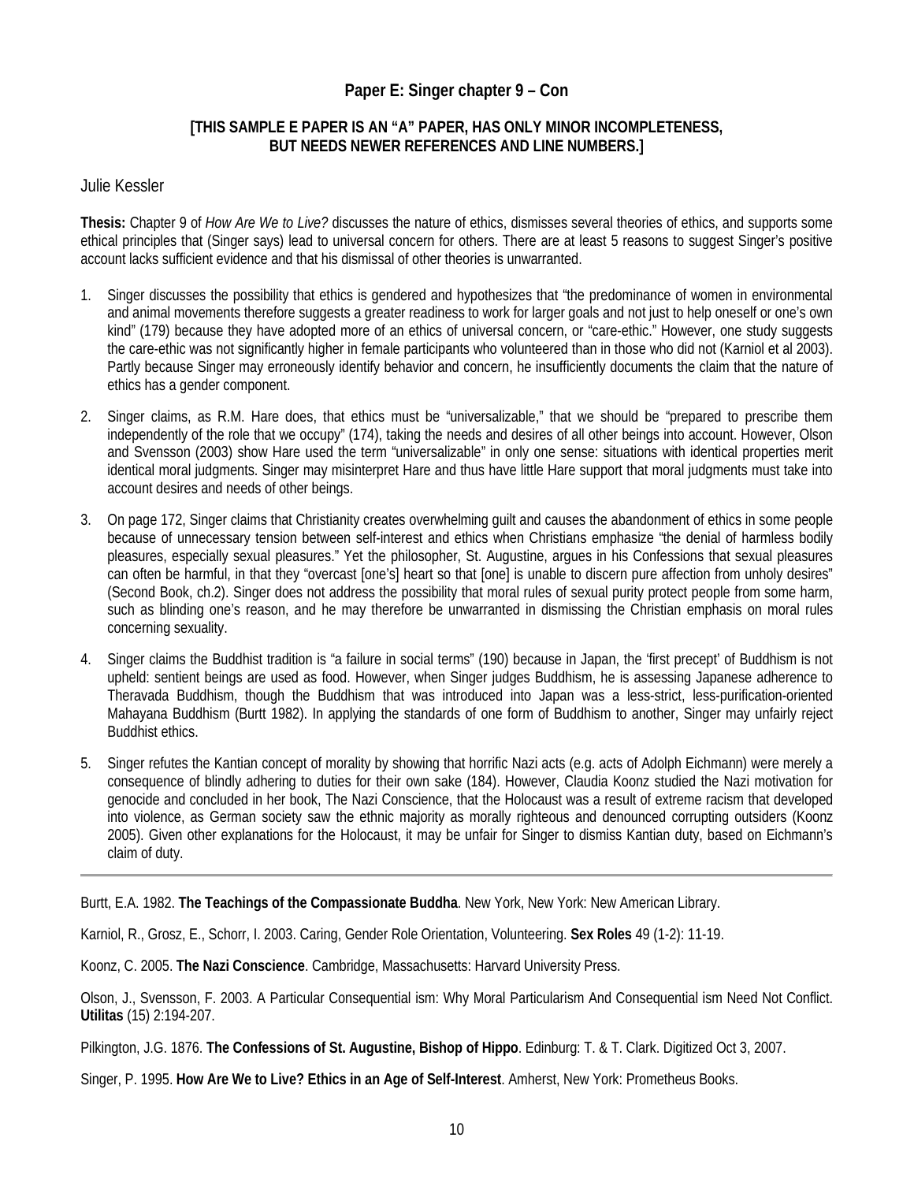## Paper E: Singer chapter 9 – Con

**[THIS SAMPLE E PAPER IS AN "A" PAPER, HAS ONLY MINOR INCOMPLETENESS, BUT NEEDS NEWER REFERENCES AND LINE NUMBERS.]**

Julie Kessler

**Thesis:** Chapter 9 of *How Are We to Live?* discusses the nature of ethics, dismisses several theories of ethics, and supports some ethical principles that (Singer says) lead to universal concern for others. There are at least 5 reasons to suggest Singer's positive account lacks sufficient evidence and that his dismissal of other theories is unwarranted.

1. Singer discusses the possibility that ethics is gendered and hypothesizes that "the predominance of women in environmental and animal movements therefore suggests a greater readiness to work for larger goals and not just to help oneself or one's own kind" (179) because they have adopted more of an ethics of universal concern, or "care-ethic." However, one study suggests the care-ethic was not significantly higher in female participants who volunteered than in those who did not (Karniol et al 2003). Partly because Singer may erroneously identify behavior and concern, he insufficiently documents the claim that the nature of ethics has a gender component.

2. Singer claims, as R.M. Hare does, that ethics must be "universalizable," that we should be "prepared to prescribe them independently of the role that we occupy" (174), taking the needs and desires of all other beings into account. However, Olson and Svensson (2003) show Hare used the term "universalizable" in only one sense: situations with identical properties merit identical moral judgments. Singer may misinterpret Hare and thus have little Hare support that moral judgments must take into account desires and needs of other beings.

3. On page 172, Singer claims that Christianity creates overwhelming guilt and causes the abandonment of ethics in some people because of unnecessary tension between self-interest and ethics when Christians emphasize "the denial of harmless bodily pleasures, especially sexual pleasures." Yet the philosopher, St. Augustine, argues in his Confessions that sexual pleasures can often be harmful, in that they "overcast [one's] heart so that [one] is unable to discern pure affection from unholy desires" (Second Book, ch.2). Singer does not address the possibility that moral rules of sexual purity protect people from some harm, such as blinding one's reason, and he may therefore be unwarranted in dismissing the Christian emphasis on moral rules concerning sexuality.

4. Singer claims the Buddhist tradition is "a failure in social terms" (190) because in Japan, the 'first precept' of Buddhism is not upheld: sentient beings are used as food. However, when Singer judges Buddhism, he is assessing Japanese adherence to Theravada Buddhism, though the Buddhism that was introduced into Japan was a less-strict, less-purification-oriented Mahayana Buddhism (Burtt 1982). In applying the standards of one form of Buddhism to another, Singer may unfairly reject Buddhist ethics.

5. Singer refutes the Kantian concept of morality by showing that horrific Nazi acts (e.g. acts of Adolph Eichmann) were merely a consequence of blindly adhering to duties for their own sake (184). However, Claudia Koonz studied the Nazi motivation for genocide and concluded in her book, The Nazi Conscience, that the Holocaust was a result of extreme racism that developed into violence, as German society saw the ethnic majority as morally righteous and denounced corrupting outsiders (Koonz 2005). Given other explanations for the Holocaust, it may be unfair for Singer to dismiss Kantian duty, based on Eichmann's claim of duty.

---

Burtt, E.A. 1982. **The Teachings of the Compassionate Buddha**. New York, New York: New American Library.

Karniol, R., Grosz, E., Schorr, I. 2003. Caring, Gender Role Orientation, Volunteering. **Sex Roles** 49 (1-2): 11-19.

Koonz, C. 2005. **The Nazi Conscience**. Cambridge, Massachusetts: Harvard University Press.

Olson, J., Svensson, F. 2003. A Particular Consequential ism: Why Moral Particularism And Consequential ism Need Not Conflict. **Utilitas** (15) 2:194-207.

Pilkington, J.G. 1876. **The Confessions of St. Augustine, Bishop of Hippo**. Edinburg: T. & T. Clark. Digitized Oct 3, 2007.

Singer, P. 1995. **How Are We to Live? Ethics in an Age of Self-Interest**. Amherst, New York: Prometheus Books.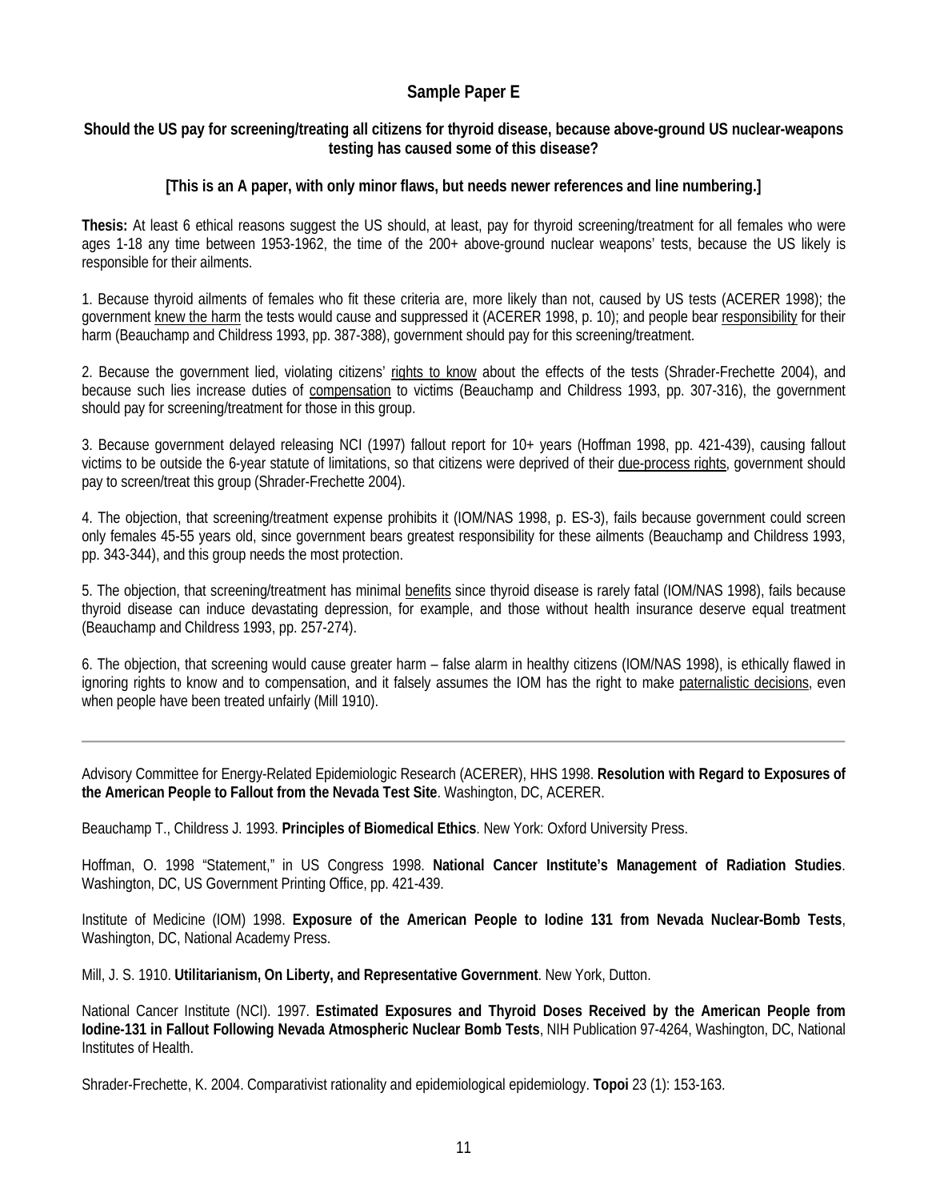## Sample Paper E

**Should the US pay for screening/treating all citizens for thyroid disease, because above-ground US nuclear-weapons testing has caused some of this disease?**

**[This is an A paper, with only minor flaws, but needs newer references and line numbering.]**

**Thesis:** At least 6 ethical reasons suggest the US should, at least, pay for thyroid screening/treatment for all females who were ages 1-18 any time between 1953-1962, the time of the 200+ above-ground nuclear weapons' tests, because the US likely is responsible for their ailments.

1. Because thyroid ailments of females who fit these criteria are, more likely than not, caused by US tests (ACERER 1998); the government <u>knew the harm</u> the tests would cause and suppressed it (ACERER 1998, p. 10); and people bear <u>responsibility</u> for their harm (Beauchamp and Childress 1993, pp. 387-388), government should pay for this screening/treatment.

2. Because the government lied, violating citizens' <u>rights to know</u> about the effects of the tests (Shrader-Frechette 2004), and because such lies increase duties of <u>compensation</u> to victims (Beauchamp and Childress 1993, pp. 307-316), the government should pay for screening/treatment for those in this group.

3. Because government delayed releasing NCI (1997) fallout report for 10+ years (Hoffman 1998, pp. 421-439), causing fallout victims to be outside the 6-year statute of limitations, so that citizens were deprived of their <u>due-process rights</u>, government should pay to screen/treat this group (Shrader-Frechette 2004).

4. The objection, that screening/treatment expense prohibits it (IOM/NAS 1998, p. ES-3), fails because government could screen only females 45-55 years old, since government bears greatest responsibility for these ailments (Beauchamp and Childress 1993, pp. 343-344), and this group needs the most protection.

5. The objection, that screening/treatment has minimal <u>benefits</u> since thyroid disease is rarely fatal (IOM/NAS 1998), fails because thyroid disease can induce devastating depression, for example, and those without health insurance deserve equal treatment (Beauchamp and Childress 1993, pp. 257-274).

6. The objection, that screening would cause greater harm – false alarm in healthy citizens (IOM/NAS 1998), is ethically flawed in ignoring rights to know and to compensation, and it falsely assumes the IOM has the right to make <u>paternalistic decisions</u>, even when people have been treated unfairly (Mill 1910).

---

Advisory Committee for Energy-Related Epidemiologic Research (ACERER), HHS 1998. **Resolution with Regard to Exposures of the American People to Fallout from the Nevada Test Site**. Washington, DC, ACERER.

Beauchamp T., Childress J. 1993. **Principles of Biomedical Ethics**. New York: Oxford University Press.

Hoffman, O. 1998 "Statement," in US Congress 1998. **National Cancer Institute's Management of Radiation Studies**. Washington, DC, US Government Printing Office, pp. 421-439.

Institute of Medicine (IOM) 1998. **Exposure of the American People to Iodine 131 from Nevada Nuclear-Bomb Tests**, Washington, DC, National Academy Press.

Mill, J. S. 1910. **Utilitarianism, On Liberty, and Representative Government**. New York, Dutton.

National Cancer Institute (NCI). 1997. **Estimated Exposures and Thyroid Doses Received by the American People from Iodine-131 in Fallout Following Nevada Atmospheric Nuclear Bomb Tests**, NIH Publication 97-4264, Washington, DC, National Institutes of Health.

Shrader-Frechette, K. 2004. Comparativist rationality and epidemiological epidemiology. **Topoi** 23 (1): 153-163.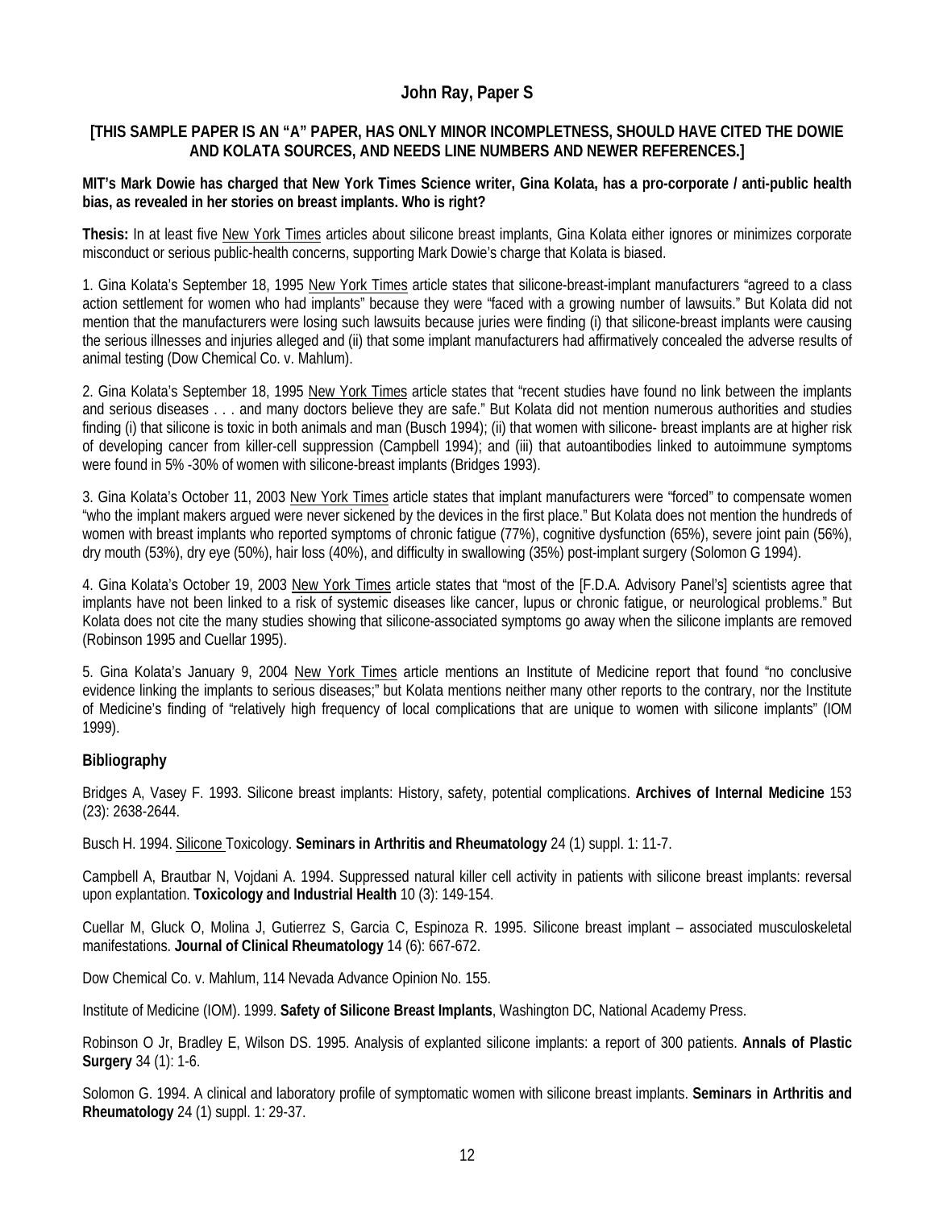## John Ray, Paper S

**[THIS SAMPLE PAPER IS AN "A" PAPER, HAS ONLY MINOR INCOMPLETNESS, SHOULD HAVE CITED THE DOWIE AND KOLATA SOURCES, AND NEEDS LINE NUMBERS AND NEWER REFERENCES.]**

**MIT's Mark Dowie has charged that New York Times Science writer, Gina Kolata, has a pro-corporate / anti-public health bias, as revealed in her stories on breast implants. Who is right?**

**Thesis:** In at least five New York Times articles about silicone breast implants, Gina Kolata either ignores or minimizes corporate misconduct or serious public-health concerns, supporting Mark Dowie's charge that Kolata is biased.

1. Gina Kolata's September 18, 1995 New York Times article states that silicone-breast-implant manufacturers "agreed to a class action settlement for women who had implants" because they were "faced with a growing number of lawsuits." But Kolata did not mention that the manufacturers were losing such lawsuits because juries were finding (i) that silicone-breast implants were causing the serious illnesses and injuries alleged and (ii) that some implant manufacturers had affirmatively concealed the adverse results of animal testing (Dow Chemical Co. v. Mahlum).

2. Gina Kolata's September 18, 1995 New York Times article states that "recent studies have found no link between the implants and serious diseases . . . and many doctors believe they are safe." But Kolata did not mention numerous authorities and studies finding (i) that silicone is toxic in both animals and man (Busch 1994); (ii) that women with silicone- breast implants are at higher risk of developing cancer from killer-cell suppression (Campbell 1994); and (iii) that autoantibodies linked to autoimmune symptoms were found in 5% -30% of women with silicone-breast implants (Bridges 1993).

3. Gina Kolata's October 11, 2003 New York Times article states that implant manufacturers were "forced" to compensate women "who the implant makers argued were never sickened by the devices in the first place." But Kolata does not mention the hundreds of women with breast implants who reported symptoms of chronic fatigue (77%), cognitive dysfunction (65%), severe joint pain (56%), dry mouth (53%), dry eye (50%), hair loss (40%), and difficulty in swallowing (35%) post-implant surgery (Solomon G 1994).

4. Gina Kolata's October 19, 2003 New York Times article states that "most of the [F.D.A. Advisory Panel's] scientists agree that implants have not been linked to a risk of systemic diseases like cancer, lupus or chronic fatigue, or neurological problems." But Kolata does not cite the many studies showing that silicone-associated symptoms go away when the silicone implants are removed (Robinson 1995 and Cuellar 1995).

5. Gina Kolata's January 9, 2004 New York Times article mentions an Institute of Medicine report that found "no conclusive evidence linking the implants to serious diseases;" but Kolata mentions neither many other reports to the contrary, nor the Institute of Medicine's finding of "relatively high frequency of local complications that are unique to women with silicone implants" (IOM 1999).

### Bibliography

Bridges A, Vasey F. 1993. Silicone breast implants: History, safety, potential complications. **Archives of Internal Medicine** 153 (23): 2638-2644.

Busch H. 1994. Silicone Toxicology. **Seminars in Arthritis and Rheumatology** 24 (1) suppl. 1: 11-7.

Campbell A, Brautbar N, Vojdani A. 1994. Suppressed natural killer cell activity in patients with silicone breast implants: reversal upon explantation. **Toxicology and Industrial Health** 10 (3): 149-154.

Cuellar M, Gluck O, Molina J, Gutierrez S, Garcia C, Espinoza R. 1995. Silicone breast implant – associated musculoskeletal manifestations. **Journal of Clinical Rheumatology** 14 (6): 667-672.

Dow Chemical Co. v. Mahlum, 114 Nevada Advance Opinion No. 155.

Institute of Medicine (IOM). 1999. **Safety of Silicone Breast Implants**, Washington DC, National Academy Press.

Robinson O Jr, Bradley E, Wilson DS. 1995. Analysis of explanted silicone implants: a report of 300 patients. **Annals of Plastic Surgery** 34 (1): 1-6.

Solomon G. 1994. A clinical and laboratory profile of symptomatic women with silicone breast implants. **Seminars in Arthritis and Rheumatology** 24 (1) suppl. 1: 29-37.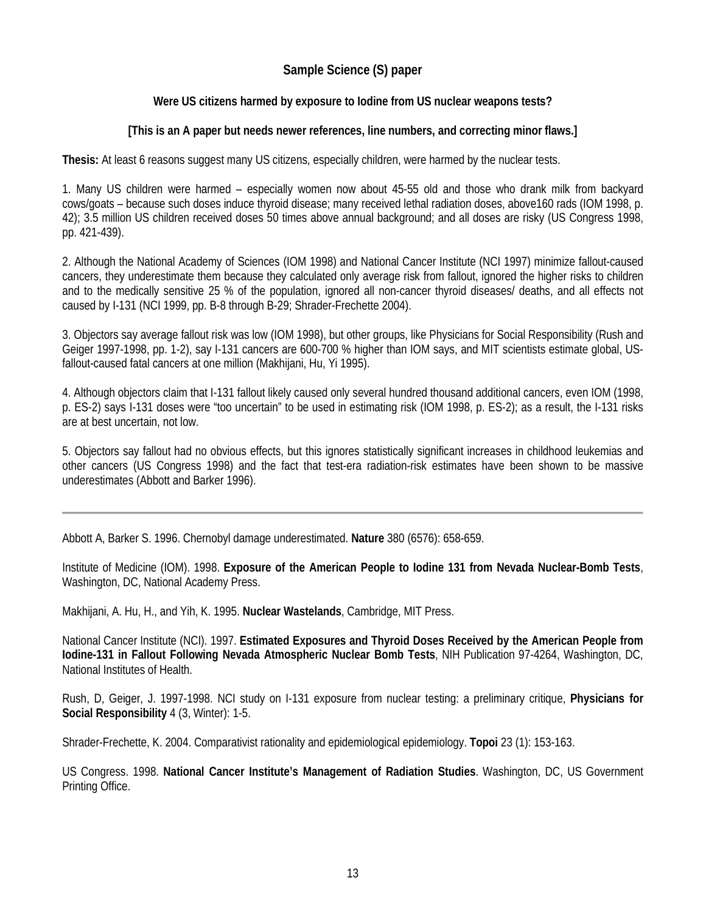## Sample Science (S) paper

### Were US citizens harmed by exposure to Iodine from US nuclear weapons tests?

### [This is an A paper but needs newer references, line numbers, and correcting minor flaws.]

**Thesis:** At least 6 reasons suggest many US citizens, especially children, were harmed by the nuclear tests.

1. Many US children were harmed – especially women now about 45-55 old and those who drank milk from backyard cows/goats – because such doses induce thyroid disease; many received lethal radiation doses, above160 rads (IOM 1998, p. 42); 3.5 million US children received doses 50 times above annual background; and all doses are risky (US Congress 1998, pp. 421-439).

2. Although the National Academy of Sciences (IOM 1998) and National Cancer Institute (NCI 1997) minimize fallout-caused cancers, they underestimate them because they calculated only average risk from fallout, ignored the higher risks to children and to the medically sensitive 25 % of the population, ignored all non-cancer thyroid diseases/ deaths, and all effects not caused by I-131 (NCI 1999, pp. B-8 through B-29; Shrader-Frechette 2004).

3. Objectors say average fallout risk was low (IOM 1998), but other groups, like Physicians for Social Responsibility (Rush and Geiger 1997-1998, pp. 1-2), say I-131 cancers are 600-700 % higher than IOM says, and MIT scientists estimate global, US-fallout-caused fatal cancers at one million (Makhijani, Hu, Yi 1995).

4. Although objectors claim that I-131 fallout likely caused only several hundred thousand additional cancers, even IOM (1998, p. ES-2) says I-131 doses were "too uncertain" to be used in estimating risk (IOM 1998, p. ES-2); as a result, the I-131 risks are at best uncertain, not low.

5. Objectors say fallout had no obvious effects, but this ignores statistically significant increases in childhood leukemias and other cancers (US Congress 1998) and the fact that test-era radiation-risk estimates have been shown to be massive underestimates (Abbott and Barker 1996).

---

Abbott A, Barker S. 1996. Chernobyl damage underestimated. **Nature** 380 (6576): 658-659.

Institute of Medicine (IOM). 1998. **Exposure of the American People to Iodine 131 from Nevada Nuclear-Bomb Tests**, Washington, DC, National Academy Press.

Makhijani, A. Hu, H., and Yih, K. 1995. **Nuclear Wastelands**, Cambridge, MIT Press.

National Cancer Institute (NCI). 1997. **Estimated Exposures and Thyroid Doses Received by the American People from Iodine-131 in Fallout Following Nevada Atmospheric Nuclear Bomb Tests**, NIH Publication 97-4264, Washington, DC, National Institutes of Health.

Rush, D, Geiger, J. 1997-1998. NCI study on I-131 exposure from nuclear testing: a preliminary critique, **Physicians for Social Responsibility** 4 (3, Winter): 1-5.

Shrader-Frechette, K. 2004. Comparativist rationality and epidemiological epidemiology. **Topoi** 23 (1): 153-163.

US Congress. 1998. **National Cancer Institute's Management of Radiation Studies**. Washington, DC, US Government Printing Office.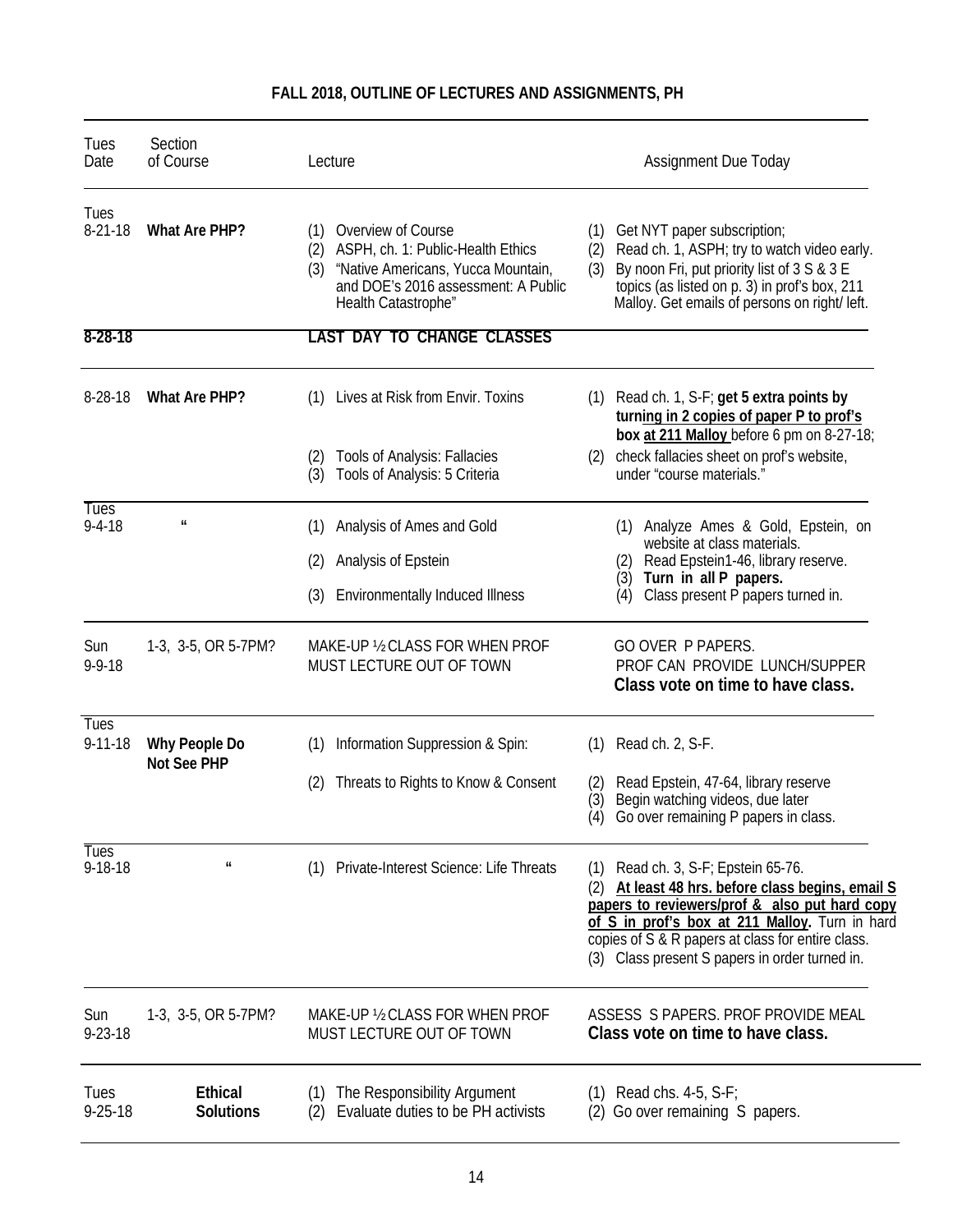**FALL 2018, OUTLINE OF LECTURES AND ASSIGNMENTS, PH**

| Tues Date | Section of Course | Lecture | Assignment Due Today |
|---|---|---|---|
| Tues 8-21-18 | **What Are PHP?** | (1) Overview of Course<br>(2) ASPH, ch. 1: Public-Health Ethics<br>(3) "Native Americans, Yucca Mountain, and DOE's 2016 assessment: A Public Health Catastrophe" | (1) Get NYT paper subscription;<br>(2) Read ch. 1, ASPH; try to watch video early.<br>(3) By noon Fri, put priority list of 3 S & 3 E topics (as listed on p. 3) in prof's box, 211 Malloy. Get emails of persons on right/ left. |
| **8-28-18** | | **LAST DAY TO CHANGE CLASSES** | |
| 8-28-18 | **What Are PHP?** | (1) Lives at Risk from Envir. Toxins<br>(2) Tools of Analysis: Fallacies<br>(3) Tools of Analysis: 5 Criteria | (1) Read ch. 1, S-F; **get 5 extra points by turning in 2 copies of paper P to prof's box at 211 Malloy** before 6 pm on 8-27-18;<br>(2) check fallacies sheet on prof's website, under "course materials." |
| Tues 9-4-18 | " | (1) Analysis of Ames and Gold<br>(2) Analysis of Epstein<br>(3) Environmentally Induced Illness | (1) Analyze Ames & Gold, Epstein, on website at class materials.<br>(2) Read Epstein1-46, library reserve.<br>(3) **Turn in all P papers.**<br>(4) Class present P papers turned in. |
| Sun 9-9-18 | 1-3, 3-5, OR 5-7PM? | MAKE-UP ½ CLASS FOR WHEN PROF MUST LECTURE OUT OF TOWN | GO OVER P PAPERS.<br>PROF CAN PROVIDE LUNCH/SUPPER<br>**Class vote on time to have class.** |
| Tues 9-11-18 | **Why People Do Not See PHP** | (1) Information Suppression & Spin:<br>(2) Threats to Rights to Know & Consent | (1) Read ch. 2, S-F.<br>(2) Read Epstein, 47-64, library reserve<br>(3) Begin watching videos, due later<br>(4) Go over remaining P papers in class. |
| Tues 9-18-18 | " | (1) Private-Interest Science: Life Threats | (1) Read ch. 3, S-F; Epstein 65-76.<br>(2) **At least 48 hrs. before class begins, email S papers to reviewers/prof & also put hard copy of S in prof's box at 211 Malloy.** Turn in hard copies of S & R papers at class for entire class.<br>(3) Class present S papers in order turned in. |
| Sun 9-23-18 | 1-3, 3-5, OR 5-7PM? | MAKE-UP ½ CLASS FOR WHEN PROF MUST LECTURE OUT OF TOWN | ASSESS S PAPERS. PROF PROVIDE MEAL<br>**Class vote on time to have class.** |
| Tues 9-25-18 | **Ethical Solutions** | (1) The Responsibility Argument<br>(2) Evaluate duties to be PH activists | (1) Read chs. 4-5, S-F;<br>(2) Go over remaining S papers. |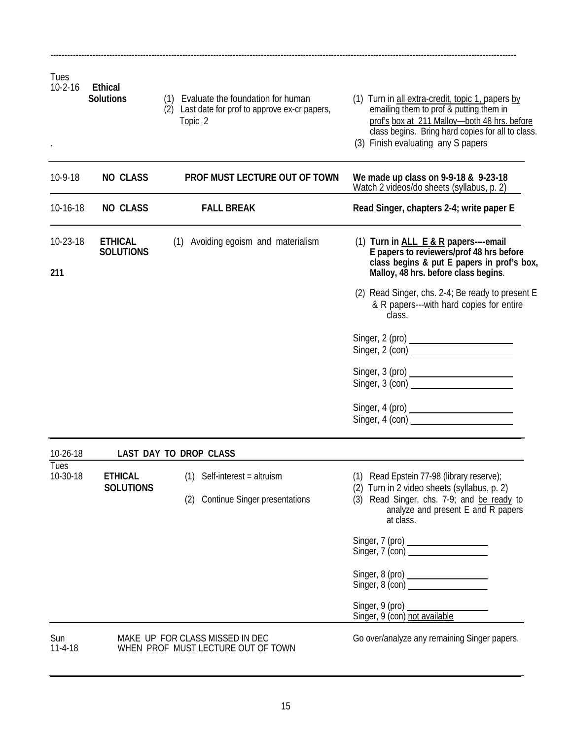| Date | Topic | Class Activities | Assignments |
|---|---|---|---|
| Tues 10-2-16 | **Ethical Solutions** | (1) Evaluate the foundation for human<br>(2) Last date for prof to approve ex-cr papers, Topic 2 | (1) Turn in all extra-credit, topic 1, papers by emailing them to prof & putting them in prof's box at 211 Malloy—both 48 hrs. before class begins. Bring hard copies for all to class.<br>(3) Finish evaluating any S papers |
| 10-9-18 | **NO CLASS** | **PROF MUST LECTURE OUT OF TOWN** | **We made up class on 9-9-18 & 9-23-18**<br>Watch 2 videos/do sheets (syllabus, p. 2) |
| 10-16-18 | **NO CLASS** | **FALL BREAK** | **Read Singer, chapters 2-4; write paper E** |
| 10-23-18<br><br>**211** | **ETHICAL SOLUTIONS** | (1) Avoiding egoism and materialism | (1) **Turn in ALL E & R papers----email E papers to reviewers/prof 48 hrs before class begins & put E papers in prof's box, Malloy, 48 hrs. before class begins**.<br>(2) Read Singer, chs. 2-4; Be ready to present E & R papers---with hard copies for entire class.<br><br>Singer, 2 (pro) ____________________<br>Singer, 2 (con) ____________________<br><br>Singer, 3 (pro) ____________________<br>Singer, 3 (con) ____________________<br><br>Singer, 4 (pro) ____________________<br>Singer, 4 (con) ____________________ |
| 10-26-18 | **LAST DAY TO DROP CLASS** | | |
| Tues 10-30-18 | **ETHICAL SOLUTIONS** | (1) Self-interest = altruism<br><br>(2) Continue Singer presentations | (1) Read Epstein 77-98 (library reserve);<br>(2) Turn in 2 video sheets (syllabus, p. 2)<br>(3) Read Singer, chs. 7-9; and be ready to analyze and present E and R papers at class.<br><br>Singer, 7 (pro) ________________<br>Singer, 7 (con) ________________<br><br>Singer, 8 (pro) ________________<br>Singer, 8 (con) ________________<br><br>Singer, 9 (pro) ________________<br>Singer, 9 (con) not available |
| Sun 11-4-18 | | MAKE UP FOR CLASS MISSED IN DEC WHEN PROF MUST LECTURE OUT OF TOWN | Go over/analyze any remaining Singer papers. |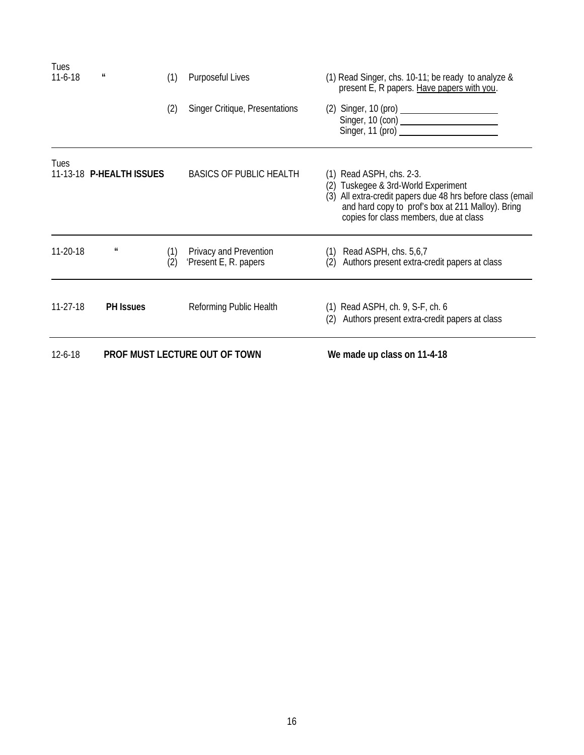| | | | | |
|---|---|---|---|---|
| Tues 11-6-18 | " | (1) | Purposeful Lives | (1) Read Singer, chs. 10-11; be ready to analyze & present E, R papers. Have papers with you. |
| | | (2) | Singer Critique, Presentations | (2) Singer, 10 (pro) ______ Singer, 10 (con) ______ Singer, 11 (pro) ______ |
| Tues 11-13-18 | **P-HEALTH ISSUES** | | BASICS OF PUBLIC HEALTH | (1) Read ASPH, chs. 2-3. (2) Tuskegee & 3rd-World Experiment (3) All extra-credit papers due 48 hrs before class (email and hard copy to prof's box at 211 Malloy). Bring copies for class members, due at class |
| 11-20-18 | " | (1) (2) | Privacy and Prevention 'Present E, R. papers | (1) Read ASPH, chs. 5,6,7 (2) Authors present extra-credit papers at class |
| 11-27-18 | **PH Issues** | | Reforming Public Health | (1) Read ASPH, ch. 9, S-F, ch. 6 (2) Authors present extra-credit papers at class |
| 12-6-18 | **PROF MUST LECTURE OUT OF TOWN** | | | **We made up class on 11-4-18** |